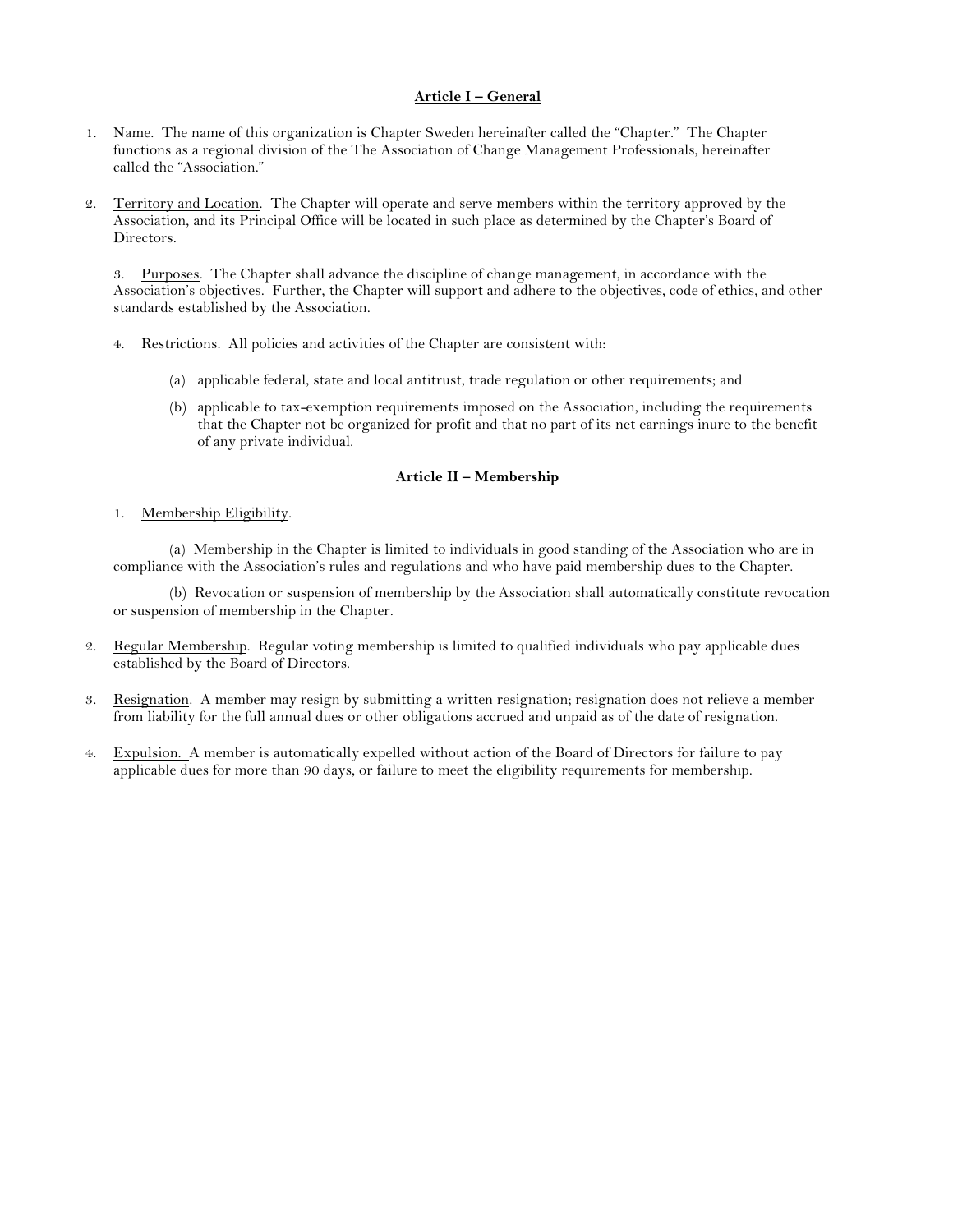## Article I – General

1. Name. The name of this organization is Chapter Sweden hereinafter called the "Chapter." The Chapter functions as a regional division of the The Association of Change Management Professionals, hereinafter called the "Association."

2. Territory and Location. The Chapter will operate and serve members within the territory approved by the Association, and its Principal Office will be located in such place as determined by the Chapter's Board of Directors.

3. Purposes. The Chapter shall advance the discipline of change management, in accordance with the Association's objectives. Further, the Chapter will support and adhere to the objectives, code of ethics, and other standards established by the Association.

4. Restrictions. All policies and activities of the Chapter are consistent with:

   (a) applicable federal, state and local antitrust, trade regulation or other requirements; and

   (b) applicable to tax-exemption requirements imposed on the Association, including the requirements that the Chapter not be organized for profit and that no part of its net earnings inure to the benefit of any private individual.

## Article II – Membership

1. Membership Eligibility.

   (a) Membership in the Chapter is limited to individuals in good standing of the Association who are in compliance with the Association's rules and regulations and who have paid membership dues to the Chapter.

   (b) Revocation or suspension of membership by the Association shall automatically constitute revocation or suspension of membership in the Chapter.

2. Regular Membership. Regular voting membership is limited to qualified individuals who pay applicable dues established by the Board of Directors.

3. Resignation. A member may resign by submitting a written resignation; resignation does not relieve a member from liability for the full annual dues or other obligations accrued and unpaid as of the date of resignation.

4. Expulsion. A member is automatically expelled without action of the Board of Directors for failure to pay applicable dues for more than 90 days, or failure to meet the eligibility requirements for membership.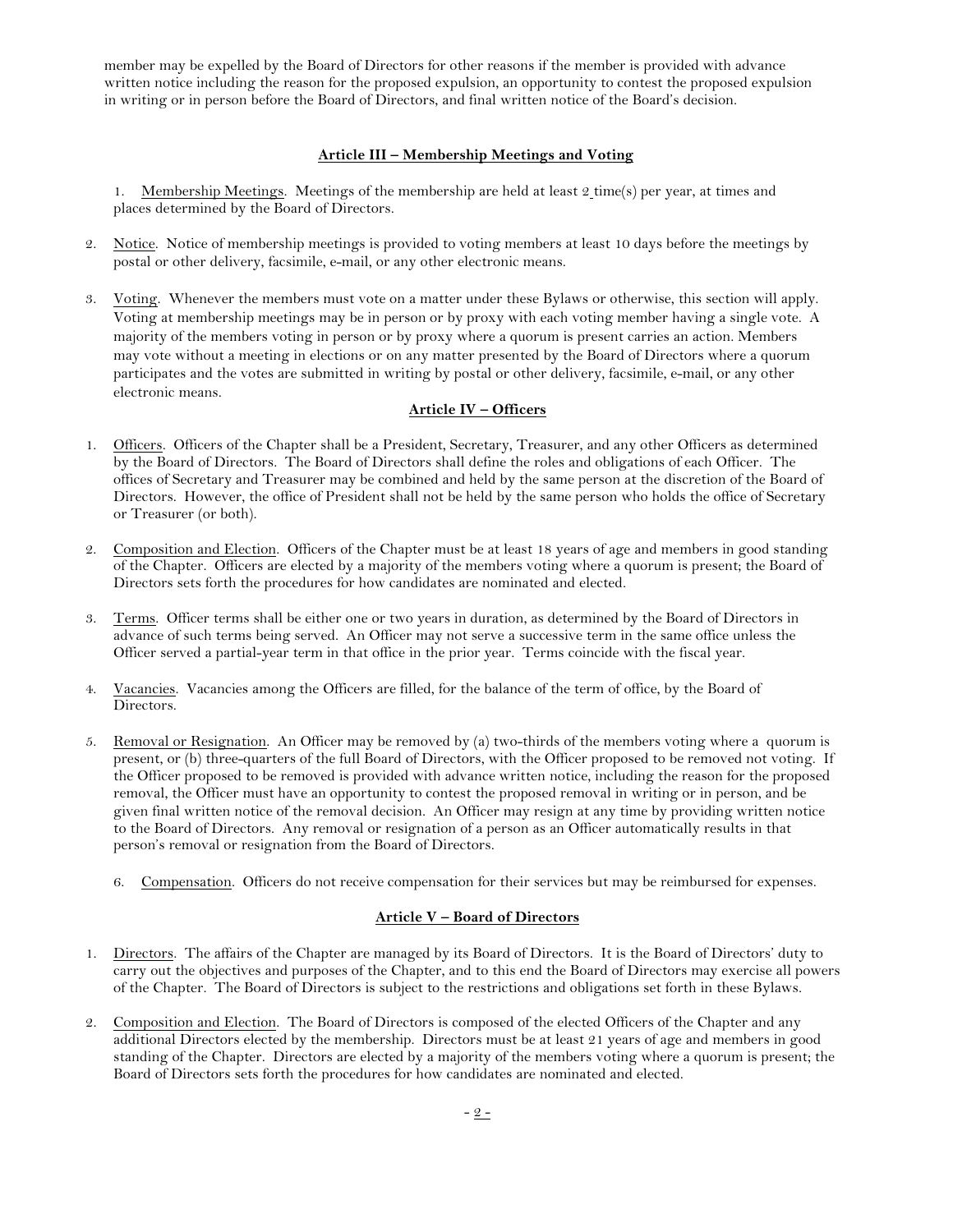member may be expelled by the Board of Directors for other reasons if the member is provided with advance written notice including the reason for the proposed expulsion, an opportunity to contest the proposed expulsion in writing or in person before the Board of Directors, and final written notice of the Board's decision.

## Article III – Membership Meetings and Voting

1. Membership Meetings. Meetings of the membership are held at least 2 time(s) per year, at times and places determined by the Board of Directors.

2. Notice. Notice of membership meetings is provided to voting members at least 10 days before the meetings by postal or other delivery, facsimile, e-mail, or any other electronic means.

3. Voting. Whenever the members must vote on a matter under these Bylaws or otherwise, this section will apply. Voting at membership meetings may be in person or by proxy with each voting member having a single vote. A majority of the members voting in person or by proxy where a quorum is present carries an action. Members may vote without a meeting in elections or on any matter presented by the Board of Directors where a quorum participates and the votes are submitted in writing by postal or other delivery, facsimile, e-mail, or any other electronic means.

## Article IV – Officers

1. Officers. Officers of the Chapter shall be a President, Secretary, Treasurer, and any other Officers as determined by the Board of Directors. The Board of Directors shall define the roles and obligations of each Officer. The offices of Secretary and Treasurer may be combined and held by the same person at the discretion of the Board of Directors. However, the office of President shall not be held by the same person who holds the office of Secretary or Treasurer (or both).

2. Composition and Election. Officers of the Chapter must be at least 18 years of age and members in good standing of the Chapter. Officers are elected by a majority of the members voting where a quorum is present; the Board of Directors sets forth the procedures for how candidates are nominated and elected.

3. Terms. Officer terms shall be either one or two years in duration, as determined by the Board of Directors in advance of such terms being served. An Officer may not serve a successive term in the same office unless the Officer served a partial-year term in that office in the prior year. Terms coincide with the fiscal year.

4. Vacancies. Vacancies among the Officers are filled, for the balance of the term of office, by the Board of Directors.

5. Removal or Resignation. An Officer may be removed by (a) two-thirds of the members voting where a quorum is present, or (b) three-quarters of the full Board of Directors, with the Officer proposed to be removed not voting. If the Officer proposed to be removed is provided with advance written notice, including the reason for the proposed removal, the Officer must have an opportunity to contest the proposed removal in writing or in person, and be given final written notice of the removal decision. An Officer may resign at any time by providing written notice to the Board of Directors. Any removal or resignation of a person as an Officer automatically results in that person's removal or resignation from the Board of Directors.

6. Compensation. Officers do not receive compensation for their services but may be reimbursed for expenses.

## Article V – Board of Directors

1. Directors. The affairs of the Chapter are managed by its Board of Directors. It is the Board of Directors' duty to carry out the objectives and purposes of the Chapter, and to this end the Board of Directors may exercise all powers of the Chapter. The Board of Directors is subject to the restrictions and obligations set forth in these Bylaws.

2. Composition and Election. The Board of Directors is composed of the elected Officers of the Chapter and any additional Directors elected by the membership. Directors must be at least 21 years of age and members in good standing of the Chapter. Directors are elected by a majority of the members voting where a quorum is present; the Board of Directors sets forth the procedures for how candidates are nominated and elected.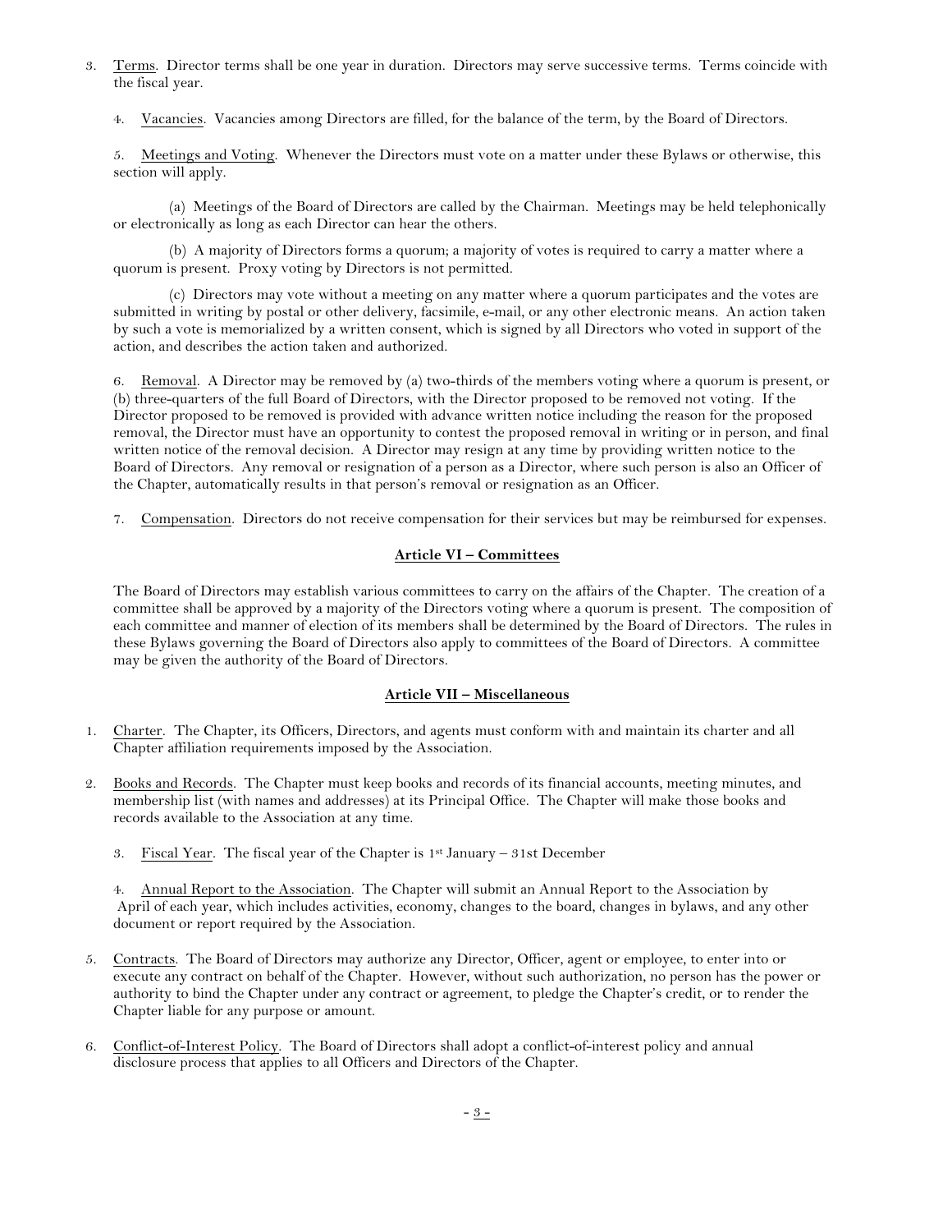3. Terms. Director terms shall be one year in duration. Directors may serve successive terms. Terms coincide with the fiscal year.

4. Vacancies. Vacancies among Directors are filled, for the balance of the term, by the Board of Directors.

5. Meetings and Voting. Whenever the Directors must vote on a matter under these Bylaws or otherwise, this section will apply.

(a) Meetings of the Board of Directors are called by the Chairman. Meetings may be held telephonically or electronically as long as each Director can hear the others.

(b) A majority of Directors forms a quorum; a majority of votes is required to carry a matter where a quorum is present. Proxy voting by Directors is not permitted.

(c) Directors may vote without a meeting on any matter where a quorum participates and the votes are submitted in writing by postal or other delivery, facsimile, e-mail, or any other electronic means. An action taken by such a vote is memorialized by a written consent, which is signed by all Directors who voted in support of the action, and describes the action taken and authorized.

6. Removal. A Director may be removed by (a) two-thirds of the members voting where a quorum is present, or (b) three-quarters of the full Board of Directors, with the Director proposed to be removed not voting. If the Director proposed to be removed is provided with advance written notice including the reason for the proposed removal, the Director must have an opportunity to contest the proposed removal in writing or in person, and final written notice of the removal decision. A Director may resign at any time by providing written notice to the Board of Directors. Any removal or resignation of a person as a Director, where such person is also an Officer of the Chapter, automatically results in that person's removal or resignation as an Officer.

7. Compensation. Directors do not receive compensation for their services but may be reimbursed for expenses.

## Article VI – Committees

The Board of Directors may establish various committees to carry on the affairs of the Chapter. The creation of a committee shall be approved by a majority of the Directors voting where a quorum is present. The composition of each committee and manner of election of its members shall be determined by the Board of Directors. The rules in these Bylaws governing the Board of Directors also apply to committees of the Board of Directors. A committee may be given the authority of the Board of Directors.

## Article VII – Miscellaneous

1. Charter. The Chapter, its Officers, Directors, and agents must conform with and maintain its charter and all Chapter affiliation requirements imposed by the Association.

2. Books and Records. The Chapter must keep books and records of its financial accounts, meeting minutes, and membership list (with names and addresses) at its Principal Office. The Chapter will make those books and records available to the Association at any time.

3. Fiscal Year. The fiscal year of the Chapter is 1st January – 31st December

4. Annual Report to the Association. The Chapter will submit an Annual Report to the Association by April of each year, which includes activities, economy, changes to the board, changes in bylaws, and any other document or report required by the Association.

5. Contracts. The Board of Directors may authorize any Director, Officer, agent or employee, to enter into or execute any contract on behalf of the Chapter. However, without such authorization, no person has the power or authority to bind the Chapter under any contract or agreement, to pledge the Chapter's credit, or to render the Chapter liable for any purpose or amount.

6. Conflict-of-Interest Policy. The Board of Directors shall adopt a conflict-of-interest policy and annual disclosure process that applies to all Officers and Directors of the Chapter.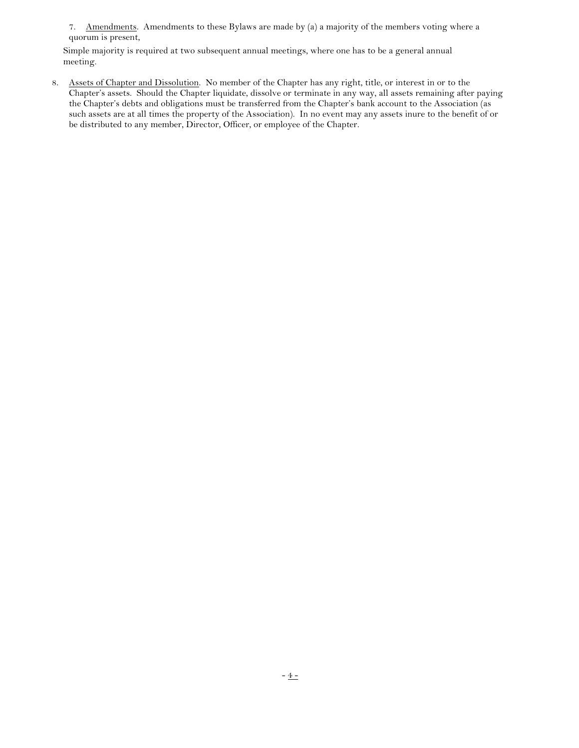7. <u>Amendments</u>. Amendments to these Bylaws are made by (a) a majority of the members voting where a quorum is present,

Simple majority is required at two subsequent annual meetings, where one has to be a general annual meeting.

8. <u>Assets of Chapter and Dissolution</u>. No member of the Chapter has any right, title, or interest in or to the Chapter's assets. Should the Chapter liquidate, dissolve or terminate in any way, all assets remaining after paying the Chapter's debts and obligations must be transferred from the Chapter's bank account to the Association (as such assets are at all times the property of the Association). In no event may any assets inure to the benefit of or be distributed to any member, Director, Officer, or employee of the Chapter.